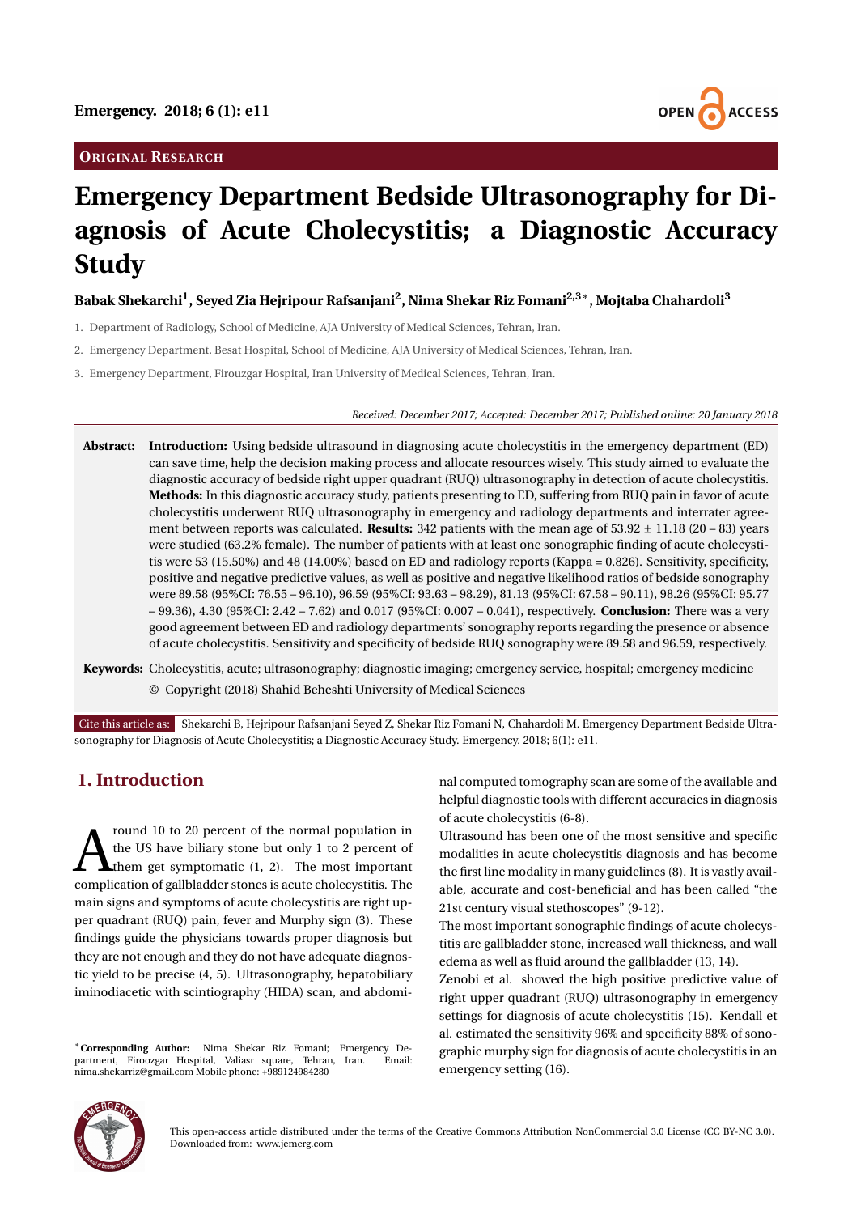ORIGINAL RESEARCH

# Emergency Department Bedside Ultrasonography for Diagnosis of Acute Cholecystitis; a Diagnostic Accuracy Study

**Babak Shekarchi[1], Seyed Zia Hejripour Rafsanjani[2], Nima Shekar Riz Fomani[2,3*], Mojtaba Chahardoli[3]**

1. Department of Radiology, School of Medicine, AJA University of Medical Sciences, Tehran, Iran.
2. Emergency Department, Besat Hospital, School of Medicine, AJA University of Medical Sciences, Tehran, Iran.
3. Emergency Department, Firouzgar Hospital, Iran University of Medical Sciences, Tehran, Iran.

*Received: December 2017; Accepted: December 2017; Published online: 20 January 2018*

**Abstract:** **Introduction:** Using bedside ultrasound in diagnosing acute cholecystitis in the emergency department (ED) can save time, help the decision making process and allocate resources wisely. This study aimed to evaluate the diagnostic accuracy of bedside right upper quadrant (RUQ) ultrasonography in detection of acute cholecystitis. **Methods:** In this diagnostic accuracy study, patients presenting to ED, suffering from RUQ pain in favor of acute cholecystitis underwent RUQ ultrasonography in emergency and radiology departments and interrater agreement between reports was calculated. **Results:** 342 patients with the mean age of 53.92 ± 11.18 (20 – 83) years were studied (63.2% female). The number of patients with at least one sonographic finding of acute cholecystitis were 53 (15.50%) and 48 (14.00%) based on ED and radiology reports (Kappa = 0.826). Sensitivity, specificity, positive and negative predictive values, as well as positive and negative likelihood ratios of bedside sonography were 89.58 (95%CI: 76.55 – 96.10), 96.59 (95%CI: 93.63 – 98.29), 81.13 (95%CI: 67.58 – 90.11), 98.26 (95%CI: 95.77 – 99.36), 4.30 (95%CI: 2.42 – 7.62) and 0.017 (95%CI: 0.007 – 0.041), respectively. **Conclusion:** There was a very good agreement between ED and radiology departments' sonography reports regarding the presence or absence of acute cholecystitis. Sensitivity and specificity of bedside RUQ sonography were 89.58 and 96.59, respectively.

**Keywords:** Cholecystitis, acute; ultrasonography; diagnostic imaging; emergency service, hospital; emergency medicine

© Copyright (2018) Shahid Beheshti University of Medical Sciences

Cite this article as: Shekarchi B, Hejripour Rafsanjani Seyed Z, Shekar Riz Fomani N, Chahardoli M. Emergency Department Bedside Ultrasonography for Diagnosis of Acute Cholecystitis; a Diagnostic Accuracy Study. Emergency. 2018; 6(1): e11.

## 1. Introduction

Around 10 to 20 percent of the normal population in the US have biliary stone but only 1 to 2 percent of them get symptomatic (1, 2). The most important complication of gallbladder stones is acute cholecystitis. The main signs and symptoms of acute cholecystitis are right upper quadrant (RUQ) pain, fever and Murphy sign (3). These findings guide the physicians towards proper diagnosis but they are not enough and they do not have adequate diagnostic yield to be precise (4, 5). Ultrasonography, hepatobiliary iminodiacetic with scintiography (HIDA) scan, and abdominal computed tomography scan are some of the available and helpful diagnostic tools with different accuracies in diagnosis of acute cholecystitis (6-8).

Ultrasound has been one of the most sensitive and specific modalities in acute cholecystitis diagnosis and has become the first line modality in many guidelines (8). It is vastly available, accurate and cost-beneficial and has been called "the 21st century visual stethoscopes" (9-12).

The most important sonographic findings of acute cholecystitis are gallbladder stone, increased wall thickness, and wall edema as well as fluid around the gallbladder (13, 14).

Zenobi et al. showed the high positive predictive value of right upper quadrant (RUQ) ultrasonography in emergency settings for diagnosis of acute cholecystitis (15). Kendall et al. estimated the sensitivity 96% and specificity 88% of sonographic murphy sign for diagnosis of acute cholecystitis in an emergency setting (16).

*Corresponding Author: Nima Shekar Riz Fomani; Emergency Department, Firoozgar Hospital, Valiasr square, Tehran, Iran. Email: nima.shekarriz@gmail.com Mobile phone: +989124984280

This open-access article distributed under the terms of the Creative Commons Attribution NonCommercial 3.0 License (CC BY-NC 3.0). Downloaded from: www.jemerg.com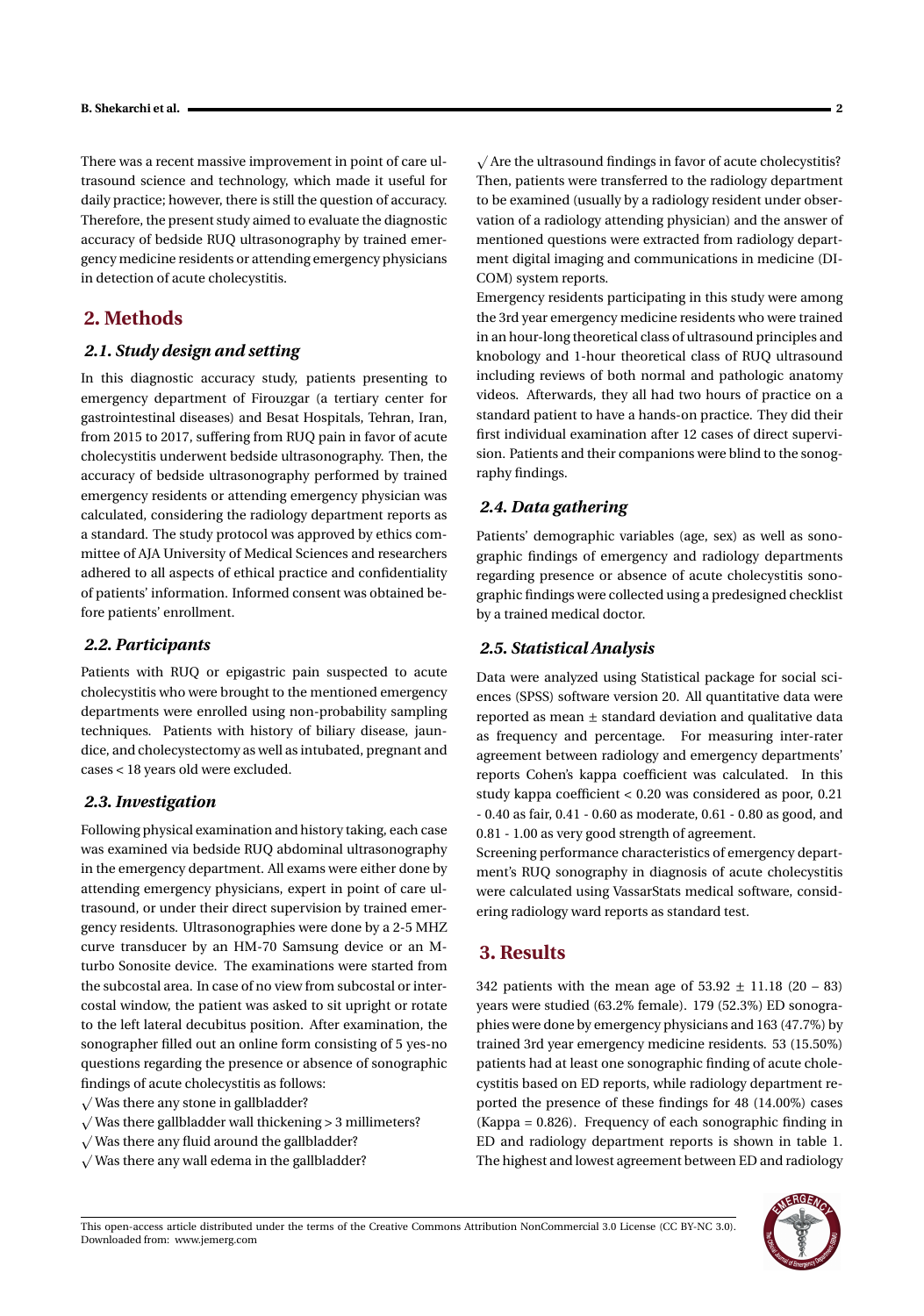There was a recent massive improvement in point of care ultrasound science and technology, which made it useful for daily practice; however, there is still the question of accuracy. Therefore, the present study aimed to evaluate the diagnostic accuracy of bedside RUQ ultrasonography by trained emergency medicine residents or attending emergency physicians in detection of acute cholecystitis.

## 2. Methods

### 2.1. Study design and setting

In this diagnostic accuracy study, patients presenting to emergency department of Firouzgar (a tertiary center for gastrointestinal diseases) and Besat Hospitals, Tehran, Iran, from 2015 to 2017, suffering from RUQ pain in favor of acute cholecystitis underwent bedside ultrasonography. Then, the accuracy of bedside ultrasonography performed by trained emergency residents or attending emergency physician was calculated, considering the radiology department reports as a standard. The study protocol was approved by ethics committee of AJA University of Medical Sciences and researchers adhered to all aspects of ethical practice and confidentiality of patients' information. Informed consent was obtained before patients' enrollment.

### 2.2. Participants

Patients with RUQ or epigastric pain suspected to acute cholecystitis who were brought to the mentioned emergency departments were enrolled using non-probability sampling techniques. Patients with history of biliary disease, jaundice, and cholecystectomy as well as intubated, pregnant and cases < 18 years old were excluded.

### 2.3. Investigation

Following physical examination and history taking, each case was examined via bedside RUQ abdominal ultrasonography in the emergency department. All exams were either done by attending emergency physicians, expert in point of care ultrasound, or under their direct supervision by trained emergency residents. Ultrasonographies were done by a 2-5 MHZ curve transducer by an HM-70 Samsung device or an M-turbo Sonosite device. The examinations were started from the subcostal area. In case of no view from subcostal or intercostal window, the patient was asked to sit upright or rotate to the left lateral decubitus position. After examination, the sonographer filled out an online form consisting of 5 yes-no questions regarding the presence or absence of sonographic findings of acute cholecystitis as follows:

- √ Was there any stone in gallbladder?
- √ Was there gallbladder wall thickening > 3 millimeters?
- √ Was there any fluid around the gallbladder?
- √ Was there any wall edema in the gallbladder?
- √ Are the ultrasound findings in favor of acute cholecystitis?

Then, patients were transferred to the radiology department to be examined (usually by a radiology resident under observation of a radiology attending physician) and the answer of mentioned questions were extracted from radiology department digital imaging and communications in medicine (DICOM) system reports.

Emergency residents participating in this study were among the 3rd year emergency medicine residents who were trained in an hour-long theoretical class of ultrasound principles and knobology and 1-hour theoretical class of RUQ ultrasound including reviews of both normal and pathologic anatomy videos. Afterwards, they all had two hours of practice on a standard patient to have a hands-on practice. They did their first individual examination after 12 cases of direct supervision. Patients and their companions were blind to the sonography findings.

### 2.4. Data gathering

Patients' demographic variables (age, sex) as well as sonographic findings of emergency and radiology departments regarding presence or absence of acute cholecystitis sonographic findings were collected using a predesigned checklist by a trained medical doctor.

### 2.5. Statistical Analysis

Data were analyzed using Statistical package for social sciences (SPSS) software version 20. All quantitative data were reported as mean ± standard deviation and qualitative data as frequency and percentage. For measuring inter-rater agreement between radiology and emergency departments' reports Cohen's kappa coefficient was calculated. In this study kappa coefficient < 0.20 was considered as poor, 0.21 - 0.40 as fair, 0.41 - 0.60 as moderate, 0.61 - 0.80 as good, and 0.81 - 1.00 as very good strength of agreement.

Screening performance characteristics of emergency department's RUQ sonography in diagnosis of acute cholecystitis were calculated using VassarStats medical software, considering radiology ward reports as standard test.

## 3. Results

342 patients with the mean age of 53.92 ± 11.18 (20 – 83) years were studied (63.2% female). 179 (52.3%) ED sonographies were done by emergency physicians and 163 (47.7%) by trained 3rd year emergency medicine residents. 53 (15.50%) patients had at least one sonographic finding of acute cholecystitis based on ED reports, while radiology department reported the presence of these findings for 48 (14.00%) cases (Kappa = 0.826). Frequency of each sonographic finding in ED and radiology department reports is shown in table 1. The highest and lowest agreement between ED and radiology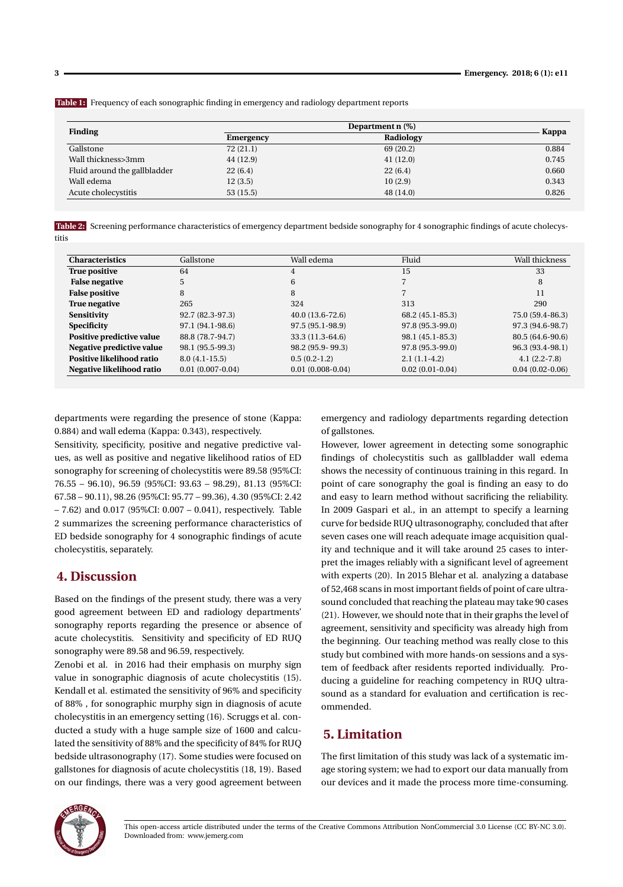**Table 1:** Frequency of each sonographic finding in emergency and radiology department reports

| Finding | Department n (%) | | Kappa |
|---|---|---|---|
| | Emergency | Radiology | |
| Gallstone | 72 (21.1) | 69 (20.2) | 0.884 |
| Wall thickness>3mm | 44 (12.9) | 41 (12.0) | 0.745 |
| Fluid around the gallbladder | 22 (6.4) | 22 (6.4) | 0.660 |
| Wall edema | 12 (3.5) | 10 (2.9) | 0.343 |
| Acute cholecystitis | 53 (15.5) | 48 (14.0) | 0.826 |

**Table 2:** Screening performance characteristics of emergency department bedside sonography for 4 sonographic findings of acute cholecystitis

| Characteristics | Gallstone | Wall edema | Fluid | Wall thickness |
|---|---|---|---|---|
| **True positive** | 64 | 4 | 15 | 33 |
| **False negative** | 5 | 6 | 7 | 8 |
| **False positive** | 8 | 8 | 7 | 11 |
| **True negative** | 265 | 324 | 313 | 290 |
| **Sensitivity** | 92.7 (82.3-97.3) | 40.0 (13.6-72.6) | 68.2 (45.1-85.3) | 75.0 (59.4-86.3) |
| **Specificity** | 97.1 (94.1-98.6) | 97.5 (95.1-98.9) | 97.8 (95.3-99.0) | 97.3 (94.6-98.7) |
| **Positive predictive value** | 88.8 (78.7-94.7) | 33.3 (11.3-64.6) | 98.1 (45.1-85.3) | 80.5 (64.6-90.6) |
| **Negative predictive value** | 98.1 (95.5-99.3) | 98.2 (95.9- 99.3) | 97.8 (95.3-99.0) | 96.3 (93.4-98.1) |
| **Positive likelihood ratio** | 8.0 (4.1-15.5) | 0.5 (0.2-1.2) | 2.1 (1.1-4.2) | 4.1 (2.2-7.8) |
| **Negative likelihood ratio** | 0.01 (0.007-0.04) | 0.01 (0.008-0.04) | 0.02 (0.01-0.04) | 0.04 (0.02-0.06) |

departments were regarding the presence of stone (Kappa: 0.884) and wall edema (Kappa: 0.343), respectively.

Sensitivity, specificity, positive and negative predictive values, as well as positive and negative likelihood ratios of ED sonography for screening of cholecystitis were 89.58 (95%CI: 76.55 – 96.10), 96.59 (95%CI: 93.63 – 98.29), 81.13 (95%CI: 67.58 – 90.11), 98.26 (95%CI: 95.77 – 99.36), 4.30 (95%CI: 2.42 – 7.62) and 0.017 (95%CI: 0.007 – 0.041), respectively. Table 2 summarizes the screening performance characteristics of ED bedside sonography for 4 sonographic findings of acute cholecystitis, separately.

## 4. Discussion

Based on the findings of the present study, there was a very good agreement between ED and radiology departments' sonography reports regarding the presence or absence of acute cholecystitis. Sensitivity and specificity of ED RUQ sonography were 89.58 and 96.59, respectively.

Zenobi et al. in 2016 had their emphasis on murphy sign value in sonographic diagnosis of acute cholecystitis (15). Kendall et al. estimated the sensitivity of 96% and specificity of 88% , for sonographic murphy sign in diagnosis of acute cholecystitis in an emergency setting (16). Scruggs et al. conducted a study with a huge sample size of 1600 and calculated the sensitivity of 88% and the specificity of 84% for RUQ bedside ultrasonography (17). Some studies were focused on gallstones for diagnosis of acute cholecystitis (18, 19). Based on our findings, there was a very good agreement between emergency and radiology departments regarding detection of gallstones.

However, lower agreement in detecting some sonographic findings of cholecystitis such as gallbladder wall edema shows the necessity of continuous training in this regard. In point of care sonography the goal is finding an easy to do and easy to learn method without sacrificing the reliability. In 2009 Gaspari et al., in an attempt to specify a learning curve for bedside RUQ ultrasonography, concluded that after seven cases one will reach adequate image acquisition quality and technique and it will take around 25 cases to interpret the images reliably with a significant level of agreement with experts (20). In 2015 Blehar et al. analyzing a database of 52,468 scans in most important fields of point of care ultrasound concluded that reaching the plateau may take 90 cases (21). However, we should note that in their graphs the level of agreement, sensitivity and specificity was already high from the beginning. Our teaching method was really close to this study but combined with more hands-on sessions and a system of feedback after residents reported individually. Producing a guideline for reaching competency in RUQ ultrasound as a standard for evaluation and certification is recommended.

## 5. Limitation

The first limitation of this study was lack of a systematic image storing system; we had to export our data manually from our devices and it made the process more time-consuming.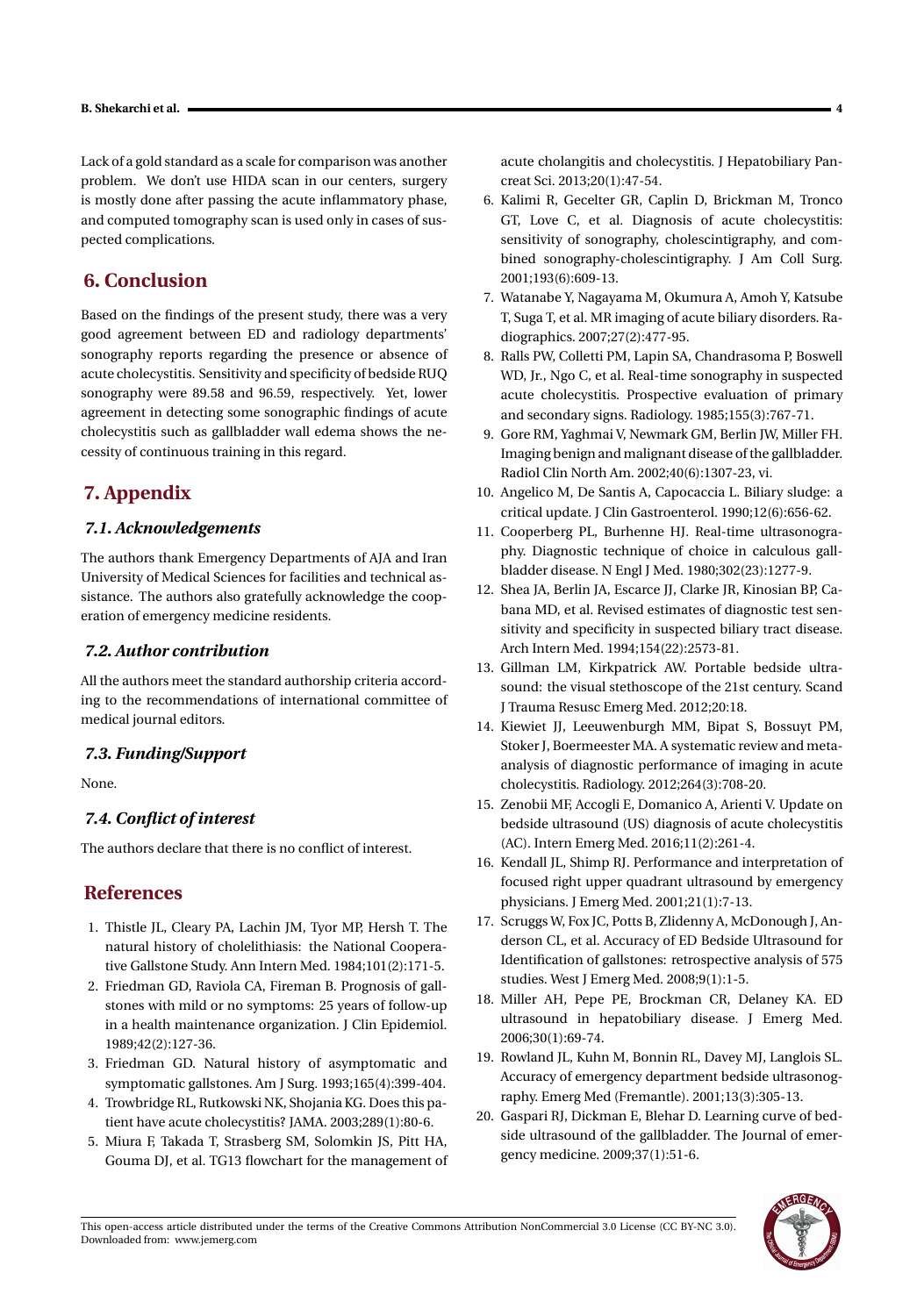Lack of a gold standard as a scale for comparison was another problem. We don't use HIDA scan in our centers, surgery is mostly done after passing the acute inflammatory phase, and computed tomography scan is used only in cases of suspected complications.

## 6. Conclusion

Based on the findings of the present study, there was a very good agreement between ED and radiology departments' sonography reports regarding the presence or absence of acute cholecystitis. Sensitivity and specificity of bedside RUQ sonography were 89.58 and 96.59, respectively. Yet, lower agreement in detecting some sonographic findings of acute cholecystitis such as gallbladder wall edema shows the necessity of continuous training in this regard.

## 7. Appendix

### *7.1. Acknowledgements*

The authors thank Emergency Departments of AJA and Iran University of Medical Sciences for facilities and technical assistance. The authors also gratefully acknowledge the cooperation of emergency medicine residents.

### *7.2. Author contribution*

All the authors meet the standard authorship criteria according to the recommendations of international committee of medical journal editors.

### *7.3. Funding/Support*

None.

### *7.4. Conflict of interest*

The authors declare that there is no conflict of interest.

## References

1. Thistle JL, Cleary PA, Lachin JM, Tyor MP, Hersh T. The natural history of cholelithiasis: the National Cooperative Gallstone Study. Ann Intern Med. 1984;101(2):171-5.
2. Friedman GD, Raviola CA, Fireman B. Prognosis of gallstones with mild or no symptoms: 25 years of follow-up in a health maintenance organization. J Clin Epidemiol. 1989;42(2):127-36.
3. Friedman GD. Natural history of asymptomatic and symptomatic gallstones. Am J Surg. 1993;165(4):399-404.
4. Trowbridge RL, Rutkowski NK, Shojania KG. Does this patient have acute cholecystitis? JAMA. 2003;289(1):80-6.
5. Miura F, Takada T, Strasberg SM, Solomkin JS, Pitt HA, Gouma DJ, et al. TG13 flowchart for the management of acute cholangitis and cholecystitis. J Hepatobiliary Pancreat Sci. 2013;20(1):47-54.
6. Kalimi R, Gecelter GR, Caplin D, Brickman M, Tronco GT, Love C, et al. Diagnosis of acute cholecystitis: sensitivity of sonography, cholescintigraphy, and combined sonography-cholescintigraphy. J Am Coll Surg. 2001;193(6):609-13.
7. Watanabe Y, Nagayama M, Okumura A, Amoh Y, Katsube T, Suga T, et al. MR imaging of acute biliary disorders. Radiographics. 2007;27(2):477-95.
8. Ralls PW, Colletti PM, Lapin SA, Chandrasoma P, Boswell WD, Jr., Ngo C, et al. Real-time sonography in suspected acute cholecystitis. Prospective evaluation of primary and secondary signs. Radiology. 1985;155(3):767-71.
9. Gore RM, Yaghmai V, Newmark GM, Berlin JW, Miller FH. Imaging benign and malignant disease of the gallbladder. Radiol Clin North Am. 2002;40(6):1307-23, vi.
10. Angelico M, De Santis A, Capocaccia L. Biliary sludge: a critical update. J Clin Gastroenterol. 1990;12(6):656-62.
11. Cooperberg PL, Burhenne HJ. Real-time ultrasonography. Diagnostic technique of choice in calculous gallbladder disease. N Engl J Med. 1980;302(23):1277-9.
12. Shea JA, Berlin JA, Escarce JJ, Clarke JR, Kinosian BP, Cabana MD, et al. Revised estimates of diagnostic test sensitivity and specificity in suspected biliary tract disease. Arch Intern Med. 1994;154(22):2573-81.
13. Gillman LM, Kirkpatrick AW. Portable bedside ultrasound: the visual stethoscope of the 21st century. Scand J Trauma Resusc Emerg Med. 2012;20:18.
14. Kiewiet JJ, Leeuwenburgh MM, Bipat S, Bossuyt PM, Stoker J, Boermeester MA. A systematic review and meta-analysis of diagnostic performance of imaging in acute cholecystitis. Radiology. 2012;264(3):708-20.
15. Zenobii MF, Accogli E, Domanico A, Arienti V. Update on bedside ultrasound (US) diagnosis of acute cholecystitis (AC). Intern Emerg Med. 2016;11(2):261-4.
16. Kendall JL, Shimp RJ. Performance and interpretation of focused right upper quadrant ultrasound by emergency physicians. J Emerg Med. 2001;21(1):7-13.
17. Scruggs W, Fox JC, Potts B, Zlidenny A, McDonough J, Anderson CL, et al. Accuracy of ED Bedside Ultrasound for Identification of gallstones: retrospective analysis of 575 studies. West J Emerg Med. 2008;9(1):1-5.
18. Miller AH, Pepe PE, Brockman CR, Delaney KA. ED ultrasound in hepatobiliary disease. J Emerg Med. 2006;30(1):69-74.
19. Rowland JL, Kuhn M, Bonnin RL, Davey MJ, Langlois SL. Accuracy of emergency department bedside ultrasonography. Emerg Med (Fremantle). 2001;13(3):305-13.
20. Gaspari RJ, Dickman E, Blehar D. Learning curve of bedside ultrasound of the gallbladder. The Journal of emergency medicine. 2009;37(1):51-6.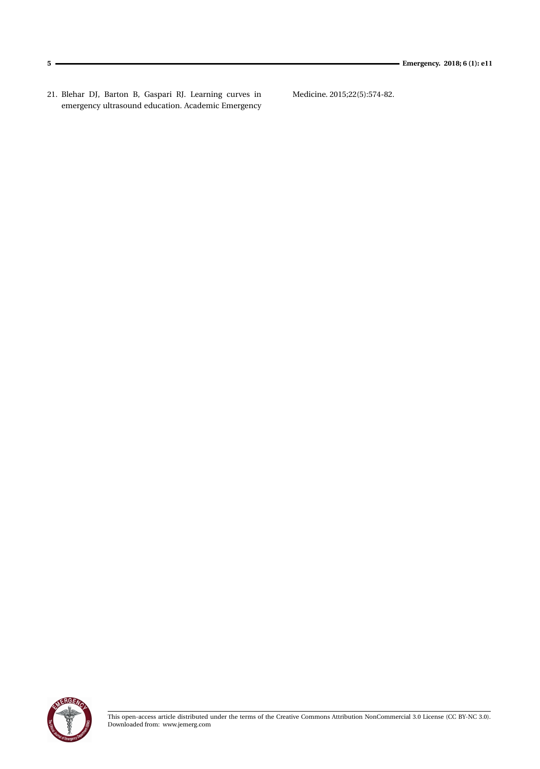21. Blehar DJ, Barton B, Gaspari RJ. Learning curves in emergency ultrasound education. Academic Emergency Medicine. 2015;22(5):574-82.

This open-access article distributed under the terms of the Creative Commons Attribution NonCommercial 3.0 License (CC BY-NC 3.0). Downloaded from: www.jemerg.com